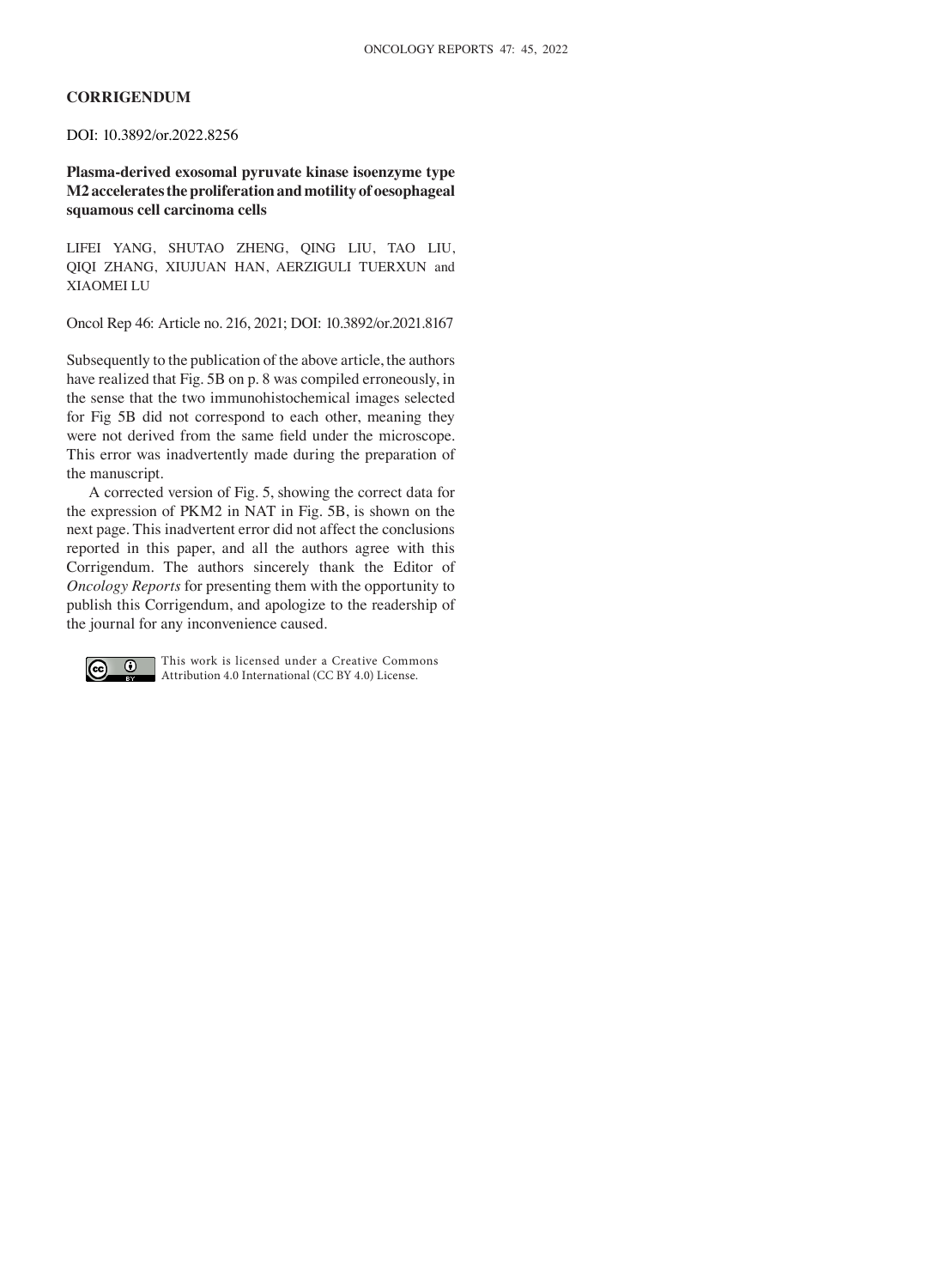**CORRIGENDUM**

DOI: 10.3892/or.2022.8256

**Plasma-derived exosomal pyruvate kinase isoenzyme type M2 accelerates the proliferation and motility of oesophageal squamous cell carcinoma cells**

LIFEI YANG, SHUTAO ZHENG, QING LIU, TAO LIU, QIQI ZHANG, XIUJUAN HAN, AERZIGULI TUERXUN and XIAOMEI LU

Oncol Rep 46: Article no. 216, 2021; DOI: 10.3892/or.2021.8167

Subsequently to the publication of the above article, the authors have realized that Fig. 5B on p. 8 was compiled erroneously, in the sense that the two immunohistochemical images selected for Fig 5B did not correspond to each other, meaning they were not derived from the same field under the microscope. This error was inadvertently made during the preparation of the manuscript.

A corrected version of Fig. 5, showing the correct data for the expression of PKM2 in NAT in Fig. 5B, is shown on the next page. This inadvertent error did not affect the conclusions reported in this paper, and all the authors agree with this Corrigendum. The authors sincerely thank the Editor of *Oncology Reports* for presenting them with the opportunity to publish this Corrigendum, and apologize to the readership of the journal for any inconvenience caused.

This work is licensed under a Creative Commons Attribution 4.0 International (CC BY 4.0) License.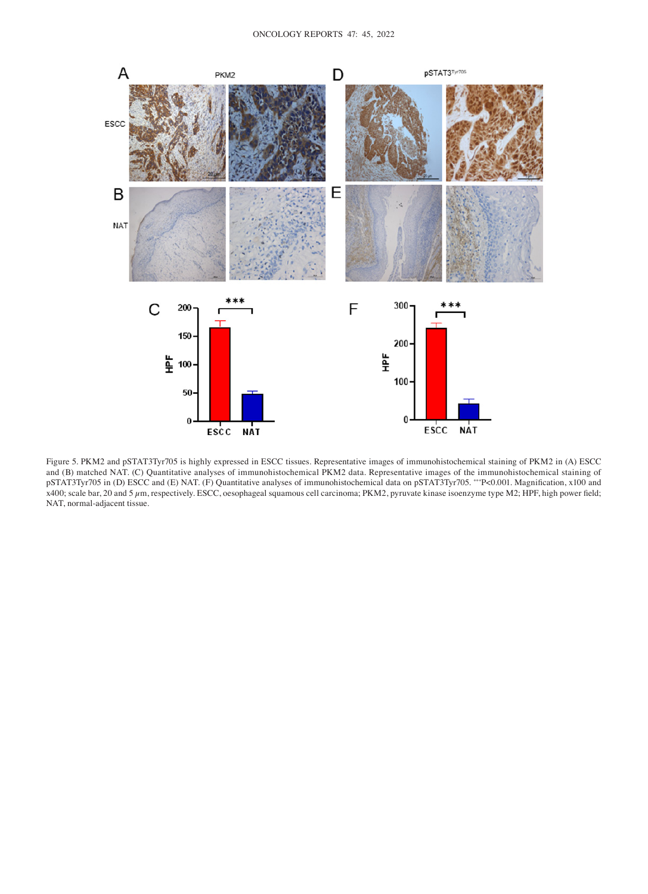A PKM2

ESCC

B

NAT

D pSTAT3Tyr705

E

C

200

150

HPF 100

50

0

***

ESCC NAT

F

300

200

HPF

100

0

***

ESCC NAT

Figure 5. PKM2 and pSTAT3Tyr705 is highly expressed in ESCC tissues. Representative images of immunohistochemical staining of PKM2 in (A) ESCC and (B) matched NAT. (C) Quantitative analyses of immunohistochemical PKM2 data. Representative images of the immunohistochemical staining of pSTAT3Tyr705 in (D) ESCC and (E) NAT. (F) Quantitative analyses of immunohistochemical data on pSTAT3Tyr705. ***$P<0.001$. Magnification, x100 and x400; scale bar, 20 and 5 $\mu$m, respectively. ESCC, oesophageal squamous cell carcinoma; PKM2, pyruvate kinase isoenzyme type M2; HPF, high power field; NAT, normal-adjacent tissue.